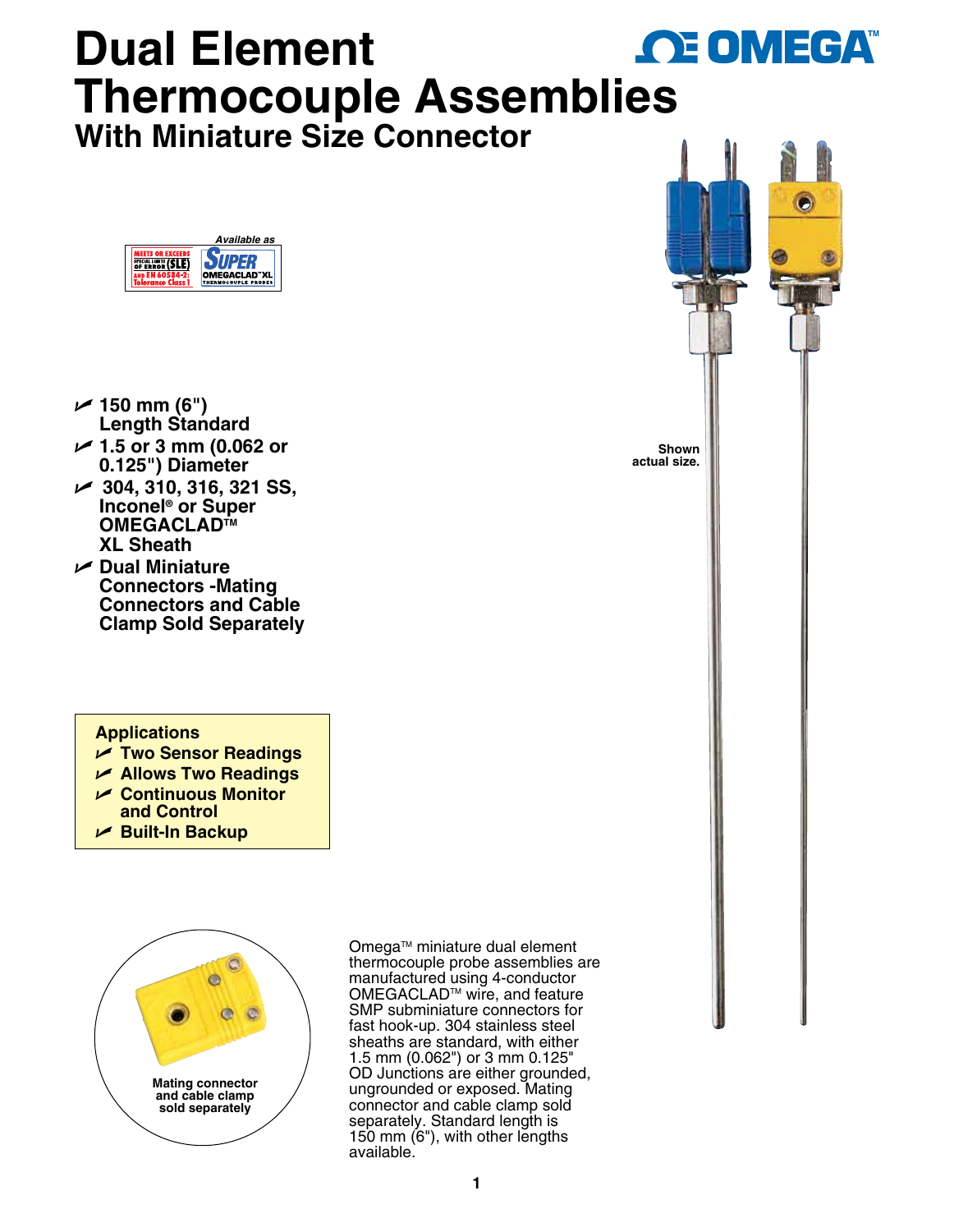# Dual Element Thermocouple Assemblies

## With Miniature Size Connector

Available as

MEETS OR EXCEEDS SPECIAL LIMITS OF ERROR (SLE) AND EN 60584-2: Tolerance Class 1

SUPER OMEGACLAD™ XL THERMOCOUPLE PROBES

- 150 mm (6") Length Standard
- 1.5 or 3 mm (0.062 or 0.125") Diameter
- 304, 310, 316, 321 SS, Inconel® or Super OMEGACLAD™ XL Sheath
- Dual Miniature Connectors -Mating Connectors and Cable Clamp Sold Separately

**Applications**

- Two Sensor Readings
- Allows Two Readings
- Continuous Monitor and Control
- Built-In Backup

Shown actual size.

Mating connector and cable clamp sold separately

Omega™ miniature dual element thermocouple probe assemblies are manufactured using 4-conductor OMEGACLAD™ wire, and feature SMP subminiature connectors for fast hook-up. 304 stainless steel sheaths are standard, with either 1.5 mm (0.062") or 3 mm 0.125" OD Junctions are either grounded, ungrounded or exposed. Mating connector and cable clamp sold separately. Standard length is 150 mm (6"), with other lengths available.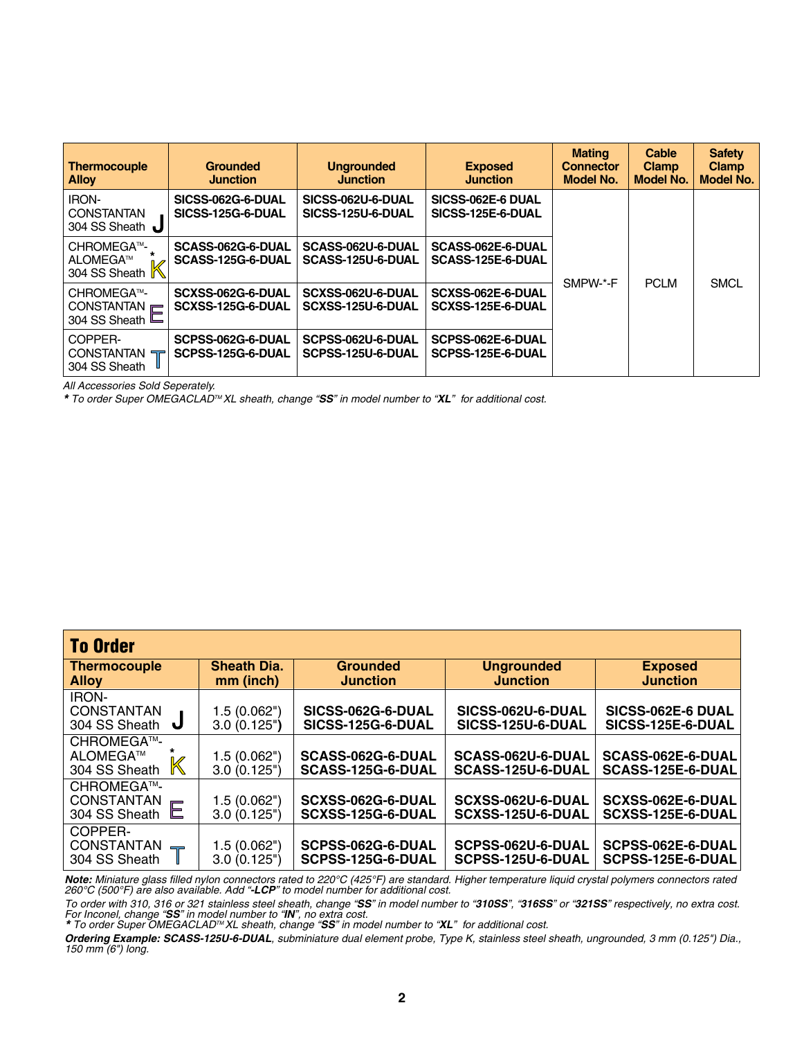| Thermocouple Alloy | Grounded Junction | Ungrounded Junction | Exposed Junction | Mating Connector Model No. | Cable Clamp Model No. | Safety Clamp Model No. |
|---|---|---|---|---|---|---|
| IRON-CONSTANTAN 304 SS Sheath J | SICSS-062G-6-DUAL SICSS-125G-6-DUAL | SICSS-062U-6-DUAL SICSS-125U-6-DUAL | SICSS-062E-6 DUAL SICSS-125E-6-DUAL | SMPW-*-F | PCLM | SMCL |
| CHROMEGA™-ALOMEGA™ 304 SS Sheath K* | SCASS-062G-6-DUAL SCASS-125G-6-DUAL | SCASS-062U-6-DUAL SCASS-125U-6-DUAL | SCASS-062E-6-DUAL SCASS-125E-6-DUAL | | | |
| CHROMEGA™-CONSTANTAN 304 SS Sheath E | SCXSS-062G-6-DUAL SCXSS-125G-6-DUAL | SCXSS-062U-6-DUAL SCXSS-125U-6-DUAL | SCXSS-062E-6-DUAL SCXSS-125E-6-DUAL | | | |
| COPPER-CONSTANTAN 304 SS Sheath T | SCPSS-062G-6-DUAL SCPSS-125G-6-DUAL | SCPSS-062U-6-DUAL SCPSS-125U-6-DUAL | SCPSS-062E-6-DUAL SCPSS-125E-6-DUAL | | | |

*All Accessories Sold Seperately.*

*\* To order Super OMEGACLAD™ XL sheath, change "**SS**" in model number to "**XL**" for additional cost.*

## To Order

| Thermocouple Alloy | Sheath Dia. mm (inch) | Grounded Junction | Ungrounded Junction | Exposed Junction |
|---|---|---|---|---|
| IRON-CONSTANTAN 304 SS Sheath J | 1.5 (0.062") 3.0 (0.125") | SICSS-062G-6-DUAL SICSS-125G-6-DUAL | SICSS-062U-6-DUAL SICSS-125U-6-DUAL | SICSS-062E-6 DUAL SICSS-125E-6-DUAL |
| CHROMEGA™-ALOMEGA™ 304 SS Sheath K* | 1.5 (0.062") 3.0 (0.125") | SCASS-062G-6-DUAL SCASS-125G-6-DUAL | SCASS-062U-6-DUAL SCASS-125U-6-DUAL | SCASS-062E-6-DUAL SCASS-125E-6-DUAL |
| CHROMEGA™-CONSTANTAN 304 SS Sheath E | 1.5 (0.062") 3.0 (0.125") | SCXSS-062G-6-DUAL SCXSS-125G-6-DUAL | SCXSS-062U-6-DUAL SCXSS-125U-6-DUAL | SCXSS-062E-6-DUAL SCXSS-125E-6-DUAL |
| COPPER-CONSTANTAN 304 SS Sheath T | 1.5 (0.062") 3.0 (0.125") | SCPSS-062G-6-DUAL SCPSS-125G-6-DUAL | SCPSS-062U-6-DUAL SCPSS-125U-6-DUAL | SCPSS-062E-6-DUAL SCPSS-125E-6-DUAL |

***Note:*** *Miniature glass filled nylon connectors rated to 220°C (425°F) are standard. Higher temperature liquid crystal polymers connectors rated 260°C (500°F) are also available. Add "**-LCP**" to model number for additional cost.*

*To order with 310, 316 or 321 stainless steel sheath, change "**SS**" in model number to "**310SS**", "**316SS**" or "**321SS**" respectively, no extra cost. For Inconel, change "**SS**" in model number to "**IN**", no extra cost.*

*\* To order Super OMEGACLAD™ XL sheath, change "**SS**" in model number to "**XL**" for additional cost.*

***Ordering Example: SCASS-125U-6-DUAL**, subminiature dual element probe, Type K, stainless steel sheath, ungrounded, 3 mm (0.125") Dia., 150 mm (6") long.*